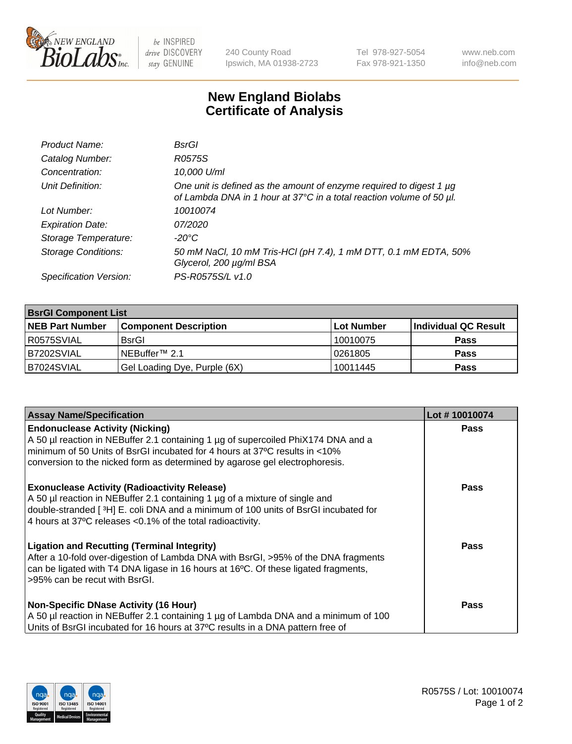be INSPIRED drive DISCOVERY stay GENUINE

240 County Road
Ipswich, MA 01938-2723

Tel 978-927-5054
Fax 978-921-1350

www.neb.com
info@neb.com

# New England Biolabs Certificate of Analysis

| | |
|---|---|
| *Product Name:* | *BsrGI* |
| *Catalog Number:* | *R0575S* |
| *Concentration:* | *10,000 U/ml* |
| *Unit Definition:* | *One unit is defined as the amount of enzyme required to digest 1 µg of Lambda DNA in 1 hour at 37°C in a total reaction volume of 50 µl.* |
| *Lot Number:* | *10010074* |
| *Expiration Date:* | *07/2020* |
| *Storage Temperature:* | *-20°C* |
| *Storage Conditions:* | *50 mM NaCl, 10 mM Tris-HCl (pH 7.4), 1 mM DTT, 0.1 mM EDTA, 50% Glycerol, 200 µg/ml BSA* |
| *Specification Version:* | *PS-R0575S/L v1.0* |

| **BsrGI Component List** | | | |
|---|---|---|---|
| **NEB Part Number** | **Component Description** | **Lot Number** | **Individual QC Result** |
| R0575SVIAL | BsrGI | 10010075 | **Pass** |
| B7202SVIAL | NEBuffer™ 2.1 | 0261805 | **Pass** |
| B7024SVIAL | Gel Loading Dye, Purple (6X) | 10011445 | **Pass** |

| **Assay Name/Specification** | **Lot # 10010074** |
|---|---|
| **Endonuclease Activity (Nicking)** A 50 µl reaction in NEBuffer 2.1 containing 1 µg of supercoiled PhiX174 DNA and a minimum of 50 Units of BsrGI incubated for 4 hours at 37ºC results in <10% conversion to the nicked form as determined by agarose gel electrophoresis. | **Pass** |
| **Exonuclease Activity (Radioactivity Release)** A 50 µl reaction in NEBuffer 2.1 containing 1 µg of a mixture of single and double-stranded [ $^3$H] E. coli DNA and a minimum of 100 units of BsrGI incubated for 4 hours at 37ºC releases <0.1% of the total radioactivity. | **Pass** |
| **Ligation and Recutting (Terminal Integrity)** After a 10-fold over-digestion of Lambda DNA with BsrGI, >95% of the DNA fragments can be ligated with T4 DNA ligase in 16 hours at 16ºC. Of these ligated fragments, >95% can be recut with BsrGI. | **Pass** |
| **Non-Specific DNase Activity (16 Hour)** A 50 µl reaction in NEBuffer 2.1 containing 1 µg of Lambda DNA and a minimum of 100 Units of BsrGI incubated for 16 hours at 37ºC results in a DNA pattern free of | **Pass** |

R0575S / Lot: 10010074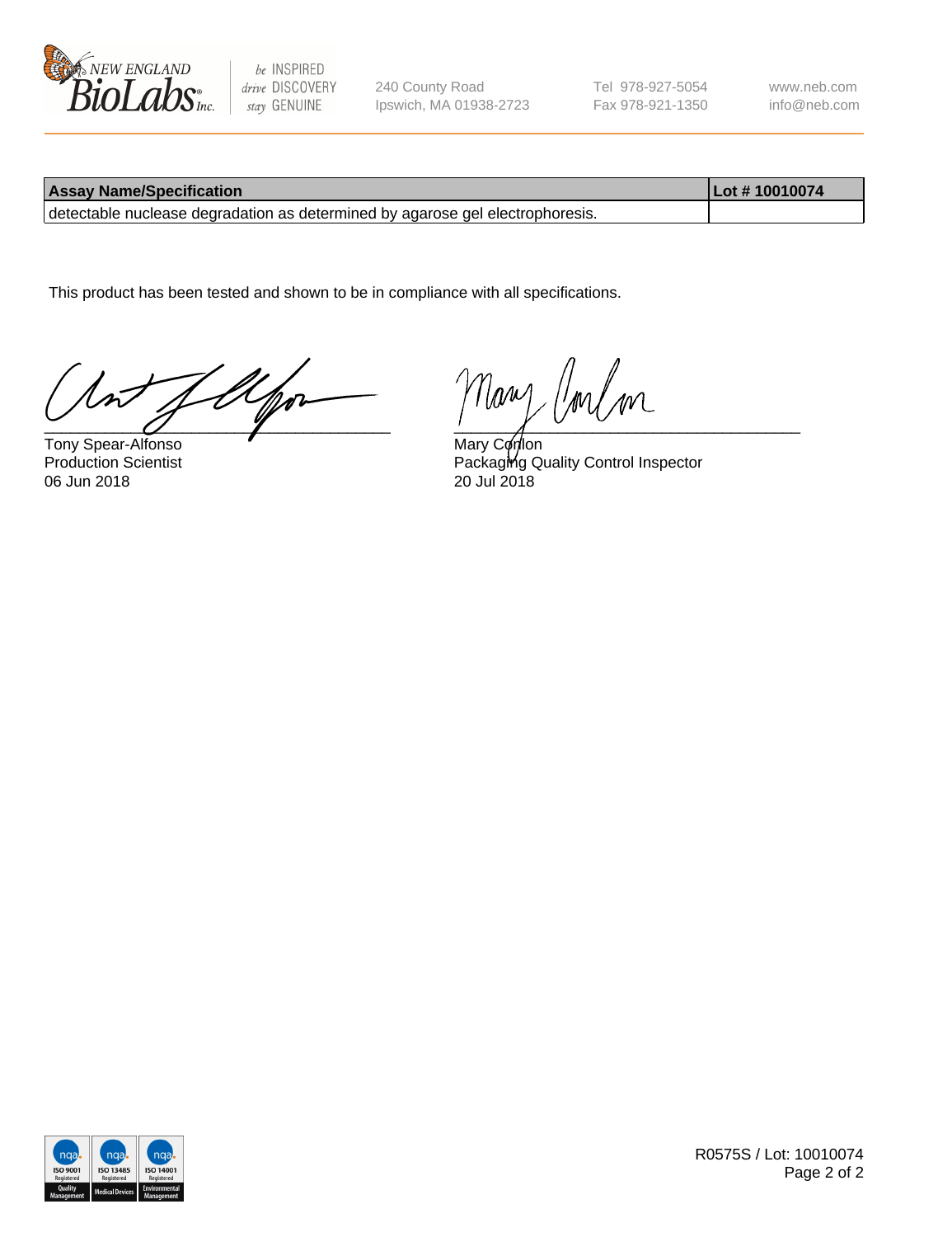| Assay Name/Specification | Lot # 10010074 |
| --- | --- |
| detectable nuclease degradation as determined by agarose gel electrophoresis. | |

This product has been tested and shown to be in compliance with all specifications.

Tony Spear-Alfonso
Production Scientist
06 Jun 2018

Mary Conlon
Packaging Quality Control Inspector
20 Jul 2018

R0575S / Lot: 10010074